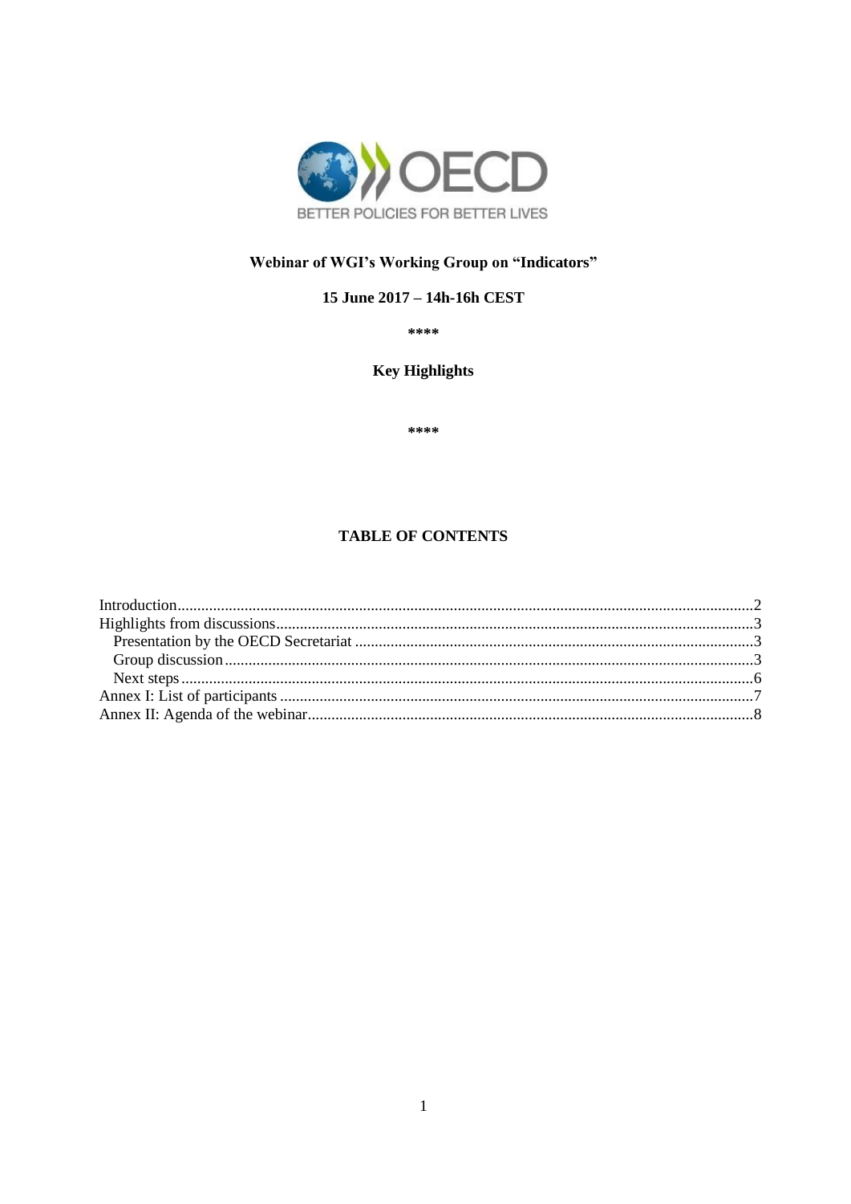BETTER POLICIES FOR BETTER LIVES

# Webinar of WGI's Working Group on "Indicators"

## 15 June 2017 – 14h-16h CEST

\*\*\*\*

## Key Highlights

\*\*\*\*

## TABLE OF CONTENTS

Introduction....................................................................................................................2
Highlights from discussions.........................................................................................3
  Presentation by the OECD Secretariat ......................................................................3
  Group discussion.......................................................................................................3
  Next steps..................................................................................................................6
Annex I: List of participants ..........................................................................................7
Annex II: Agenda of the webinar...................................................................................8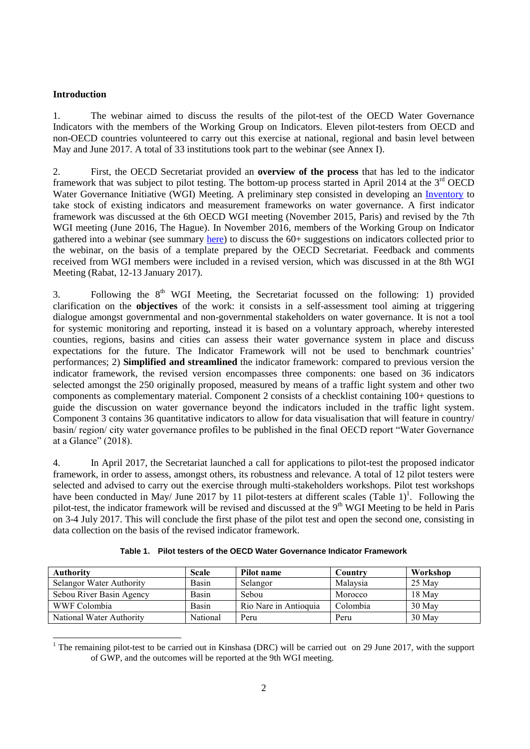**Introduction**

1. The webinar aimed to discuss the results of the pilot-test of the OECD Water Governance Indicators with the members of the Working Group on Indicators. Eleven pilot-testers from OECD and non-OECD countries volunteered to carry out this exercise at national, regional and basin level between May and June 2017. A total of 33 institutions took part to the webinar (see Annex I).

2. First, the OECD Secretariat provided an **overview of the process** that has led to the indicator framework that was subject to pilot testing. The bottom-up process started in April 2014 at the 3rd OECD Water Governance Initiative (WGI) Meeting. A preliminary step consisted in developing an Inventory to take stock of existing indicators and measurement frameworks on water governance. A first indicator framework was discussed at the 6th OECD WGI meeting (November 2015, Paris) and revised by the 7th WGI meeting (June 2016, The Hague). In November 2016, members of the Working Group on Indicator gathered into a webinar (see summary here) to discuss the 60+ suggestions on indicators collected prior to the webinar, on the basis of a template prepared by the OECD Secretariat. Feedback and comments received from WGI members were included in a revised version, which was discussed in at the 8th WGI Meeting (Rabat, 12-13 January 2017).

3. Following the 8th WGI Meeting, the Secretariat focussed on the following: 1) provided clarification on the **objectives** of the work: it consists in a self-assessment tool aiming at triggering dialogue amongst governmental and non-governmental stakeholders on water governance. It is not a tool for systemic monitoring and reporting, instead it is based on a voluntary approach, whereby interested counties, regions, basins and cities can assess their water governance system in place and discuss expectations for the future. The Indicator Framework will not be used to benchmark countries' performances; 2) **Simplified and streamlined** the indicator framework: compared to previous version the indicator framework, the revised version encompasses three components: one based on 36 indicators selected amongst the 250 originally proposed, measured by means of a traffic light system and other two components as complementary material. Component 2 consists of a checklist containing 100+ questions to guide the discussion on water governance beyond the indicators included in the traffic light system. Component 3 contains 36 quantitative indicators to allow for data visualisation that will feature in country/ basin/ region/ city water governance profiles to be published in the final OECD report "Water Governance at a Glance" (2018).

4. In April 2017, the Secretariat launched a call for applications to pilot-test the proposed indicator framework, in order to assess, amongst others, its robustness and relevance. A total of 12 pilot testers were selected and advised to carry out the exercise through multi-stakeholders workshops. Pilot test workshops have been conducted in May/ June 2017 by 11 pilot-testers at different scales (Table 1)[1]. Following the pilot-test, the indicator framework will be revised and discussed at the 9th WGI Meeting to be held in Paris on 3-4 July 2017. This will conclude the first phase of the pilot test and open the second one, consisting in data collection on the basis of the revised indicator framework.

**Table 1. Pilot testers of the OECD Water Governance Indicator Framework**

| Authority | Scale | Pilot name | Country | Workshop |
|---|---|---|---|---|
| Selangor Water Authority | Basin | Selangor | Malaysia | 25 May |
| Sebou River Basin Agency | Basin | Sebou | Morocco | 18 May |
| WWF Colombia | Basin | Rio Nare in Antioquia | Colombia | 30 May |
| National Water Authority | National | Peru | Peru | 30 May |

[1] The remaining pilot-test to be carried out in Kinshasa (DRC) will be carried out on 29 June 2017, with the support of GWP, and the outcomes will be reported at the 9th WGI meeting.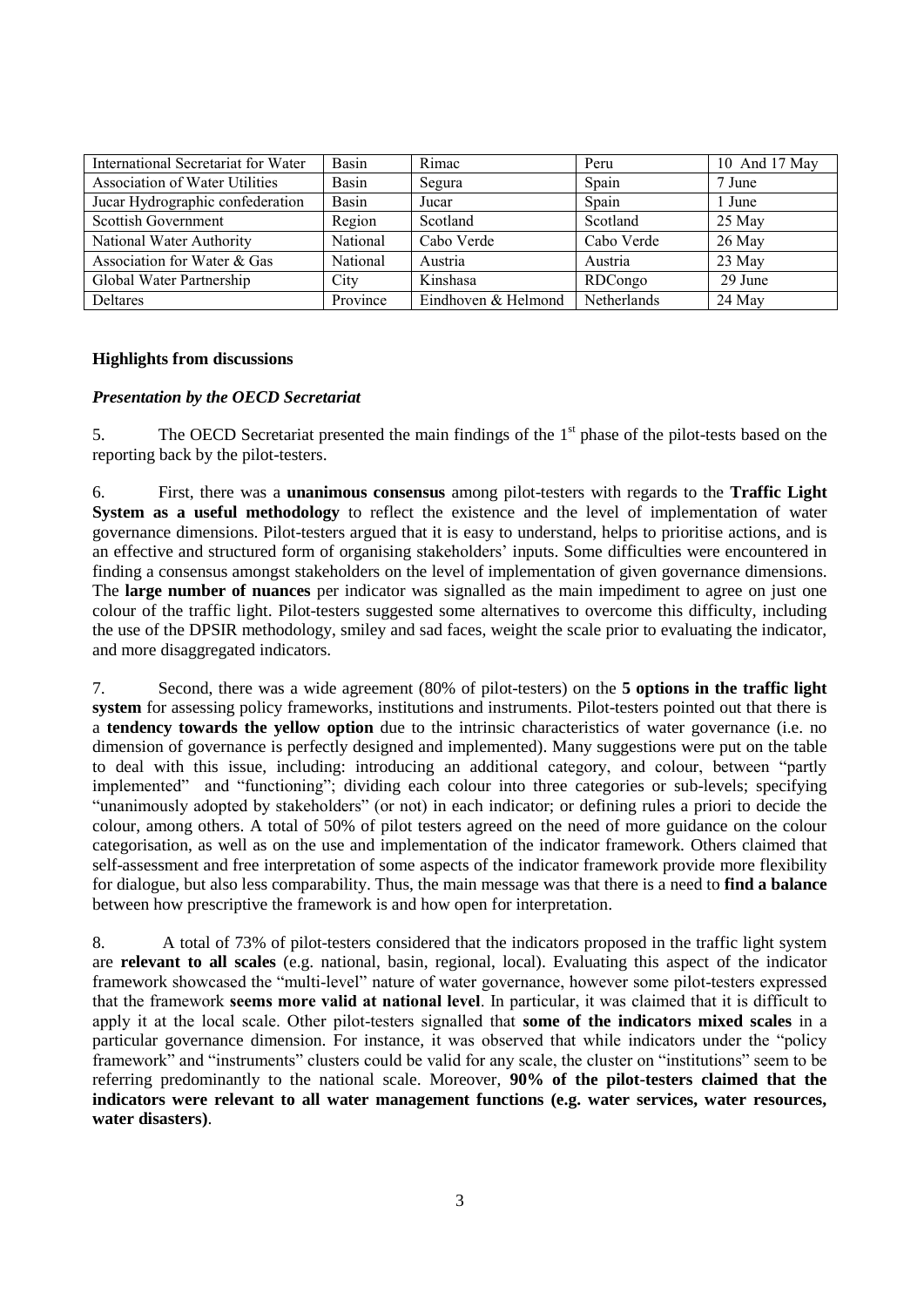| International Secretariat for Water | Basin | Rimac | Peru | 10 And 17 May |
|---|---|---|---|---|
| Association of Water Utilities | Basin | Segura | Spain | 7 June |
| Jucar Hydrographic confederation | Basin | Jucar | Spain | 1 June |
| Scottish Government | Region | Scotland | Scotland | 25 May |
| National Water Authority | National | Cabo Verde | Cabo Verde | 26 May |
| Association for Water & Gas | National | Austria | Austria | 23 May |
| Global Water Partnership | City | Kinshasa | RDCongo | 29 June |
| Deltares | Province | Eindhoven & Helmond | Netherlands | 24 May |

**Highlights from discussions**

***Presentation by the OECD Secretariat***

5. The OECD Secretariat presented the main findings of the 1st phase of the pilot-tests based on the reporting back by the pilot-testers.

6. First, there was a **unanimous consensus** among pilot-testers with regards to the **Traffic Light System as a useful methodology** to reflect the existence and the level of implementation of water governance dimensions. Pilot-testers argued that it is easy to understand, helps to prioritise actions, and is an effective and structured form of organising stakeholders' inputs. Some difficulties were encountered in finding a consensus amongst stakeholders on the level of implementation of given governance dimensions. The **large number of nuances** per indicator was signalled as the main impediment to agree on just one colour of the traffic light. Pilot-testers suggested some alternatives to overcome this difficulty, including the use of the DPSIR methodology, smiley and sad faces, weight the scale prior to evaluating the indicator, and more disaggregated indicators.

7. Second, there was a wide agreement (80% of pilot-testers) on the **5 options in the traffic light system** for assessing policy frameworks, institutions and instruments. Pilot-testers pointed out that there is a **tendency towards the yellow option** due to the intrinsic characteristics of water governance (i.e. no dimension of governance is perfectly designed and implemented). Many suggestions were put on the table to deal with this issue, including: introducing an additional category, and colour, between "partly implemented" and "functioning"; dividing each colour into three categories or sub-levels; specifying "unanimously adopted by stakeholders" (or not) in each indicator; or defining rules a priori to decide the colour, among others. A total of 50% of pilot testers agreed on the need of more guidance on the colour categorisation, as well as on the use and implementation of the indicator framework. Others claimed that self-assessment and free interpretation of some aspects of the indicator framework provide more flexibility for dialogue, but also less comparability. Thus, the main message was that there is a need to **find a balance** between how prescriptive the framework is and how open for interpretation.

8. A total of 73% of pilot-testers considered that the indicators proposed in the traffic light system are **relevant to all scales** (e.g. national, basin, regional, local). Evaluating this aspect of the indicator framework showcased the "multi-level" nature of water governance, however some pilot-testers expressed that the framework **seems more valid at national level**. In particular, it was claimed that it is difficult to apply it at the local scale. Other pilot-testers signalled that **some of the indicators mixed scales** in a particular governance dimension. For instance, it was observed that while indicators under the "policy framework" and "instruments" clusters could be valid for any scale, the cluster on "institutions" seem to be referring predominantly to the national scale. Moreover, **90% of the pilot-testers claimed that the indicators were relevant to all water management functions (e.g. water services, water resources, water disasters)**.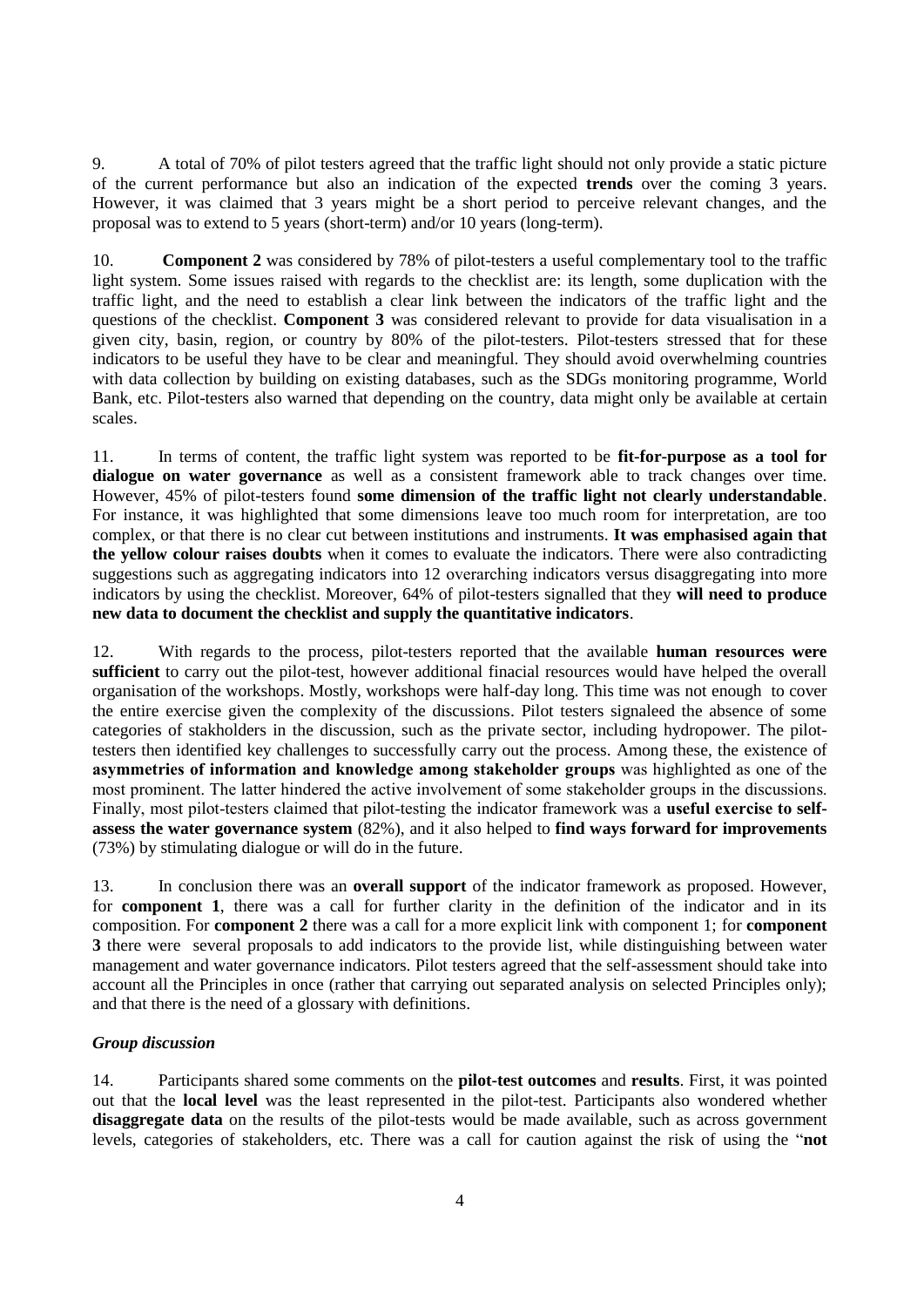9. A total of 70% of pilot testers agreed that the traffic light should not only provide a static picture of the current performance but also an indication of the expected **trends** over the coming 3 years. However, it was claimed that 3 years might be a short period to perceive relevant changes, and the proposal was to extend to 5 years (short-term) and/or 10 years (long-term).

10. **Component 2** was considered by 78% of pilot-testers a useful complementary tool to the traffic light system. Some issues raised with regards to the checklist are: its length, some duplication with the traffic light, and the need to establish a clear link between the indicators of the traffic light and the questions of the checklist. **Component 3** was considered relevant to provide for data visualisation in a given city, basin, region, or country by 80% of the pilot-testers. Pilot-testers stressed that for these indicators to be useful they have to be clear and meaningful. They should avoid overwhelming countries with data collection by building on existing databases, such as the SDGs monitoring programme, World Bank, etc. Pilot-testers also warned that depending on the country, data might only be available at certain scales.

11. In terms of content, the traffic light system was reported to be **fit-for-purpose as a tool for dialogue on water governance** as well as a consistent framework able to track changes over time. However, 45% of pilot-testers found **some dimension of the traffic light not clearly understandable**. For instance, it was highlighted that some dimensions leave too much room for interpretation, are too complex, or that there is no clear cut between institutions and instruments. **It was emphasised again that the yellow colour raises doubts** when it comes to evaluate the indicators. There were also contradicting suggestions such as aggregating indicators into 12 overarching indicators versus disaggregating into more indicators by using the checklist. Moreover, 64% of pilot-testers signalled that they **will need to produce new data to document the checklist and supply the quantitative indicators**.

12. With regards to the process, pilot-testers reported that the available **human resources were sufficient** to carry out the pilot-test, however additional finacial resources would have helped the overall organisation of the workshops. Mostly, workshops were half-day long. This time was not enough to cover the entire exercise given the complexity of the discussions. Pilot testers signaleed the absence of some categories of stakeholders in the discussion, such as the private sector, including hydropower. The pilot-testers then identified key challenges to successfully carry out the process. Among these, the existence of **asymmetries of information and knowledge among stakeholder groups** was highlighted as one of the most prominent. The latter hindered the active involvement of some stakeholder groups in the discussions. Finally, most pilot-testers claimed that pilot-testing the indicator framework was a **useful exercise to self-assess the water governance system** (82%), and it also helped to **find ways forward for improvements** (73%) by stimulating dialogue or will do in the future.

13. In conclusion there was an **overall support** of the indicator framework as proposed. However, for **component 1**, there was a call for further clarity in the definition of the indicator and in its composition. For **component 2** there was a call for a more explicit link with component 1; for **component 3** there were several proposals to add indicators to the provide list, while distinguishing between water management and water governance indicators. Pilot testers agreed that the self-assessment should take into account all the Principles in once (rather that carrying out separated analysis on selected Principles only); and that there is the need of a glossary with definitions.

### *Group discussion*

14. Participants shared some comments on the **pilot-test outcomes** and **results**. First, it was pointed out that the **local level** was the least represented in the pilot-test. Participants also wondered whether **disaggregate data** on the results of the pilot-tests would be made available, such as across government levels, categories of stakeholders, etc. There was a call for caution against the risk of using the "**not**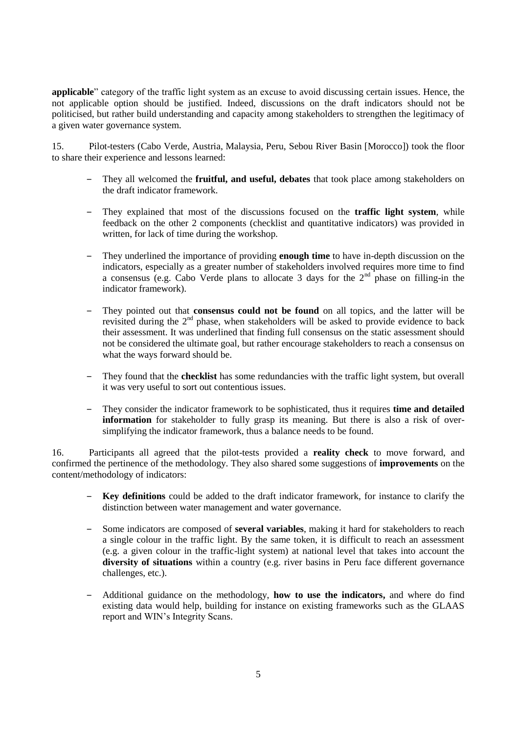**applicable**" category of the traffic light system as an excuse to avoid discussing certain issues. Hence, the not applicable option should be justified. Indeed, discussions on the draft indicators should not be politicised, but rather build understanding and capacity among stakeholders to strengthen the legitimacy of a given water governance system.

15. Pilot-testers (Cabo Verde, Austria, Malaysia, Peru, Sebou River Basin [Morocco]) took the floor to share their experience and lessons learned:

- They all welcomed the **fruitful, and useful, debates** that took place among stakeholders on the draft indicator framework.
- They explained that most of the discussions focused on the **traffic light system**, while feedback on the other 2 components (checklist and quantitative indicators) was provided in written, for lack of time during the workshop.
- They underlined the importance of providing **enough time** to have in-depth discussion on the indicators, especially as a greater number of stakeholders involved requires more time to find a consensus (e.g. Cabo Verde plans to allocate 3 days for the 2nd phase on filling-in the indicator framework).
- They pointed out that **consensus could not be found** on all topics, and the latter will be revisited during the 2nd phase, when stakeholders will be asked to provide evidence to back their assessment. It was underlined that finding full consensus on the static assessment should not be considered the ultimate goal, but rather encourage stakeholders to reach a consensus on what the ways forward should be.
- They found that the **checklist** has some redundancies with the traffic light system, but overall it was very useful to sort out contentious issues.
- They consider the indicator framework to be sophisticated, thus it requires **time and detailed information** for stakeholder to fully grasp its meaning. But there is also a risk of over-simplifying the indicator framework, thus a balance needs to be found.

16. Participants all agreed that the pilot-tests provided a **reality check** to move forward, and confirmed the pertinence of the methodology. They also shared some suggestions of **improvements** on the content/methodology of indicators:

- **Key definitions** could be added to the draft indicator framework, for instance to clarify the distinction between water management and water governance.
- Some indicators are composed of **several variables**, making it hard for stakeholders to reach a single colour in the traffic light. By the same token, it is difficult to reach an assessment (e.g. a given colour in the traffic-light system) at national level that takes into account the **diversity of situations** within a country (e.g. river basins in Peru face different governance challenges, etc.).
- Additional guidance on the methodology, **how to use the indicators,** and where do find existing data would help, building for instance on existing frameworks such as the GLAAS report and WIN's Integrity Scans.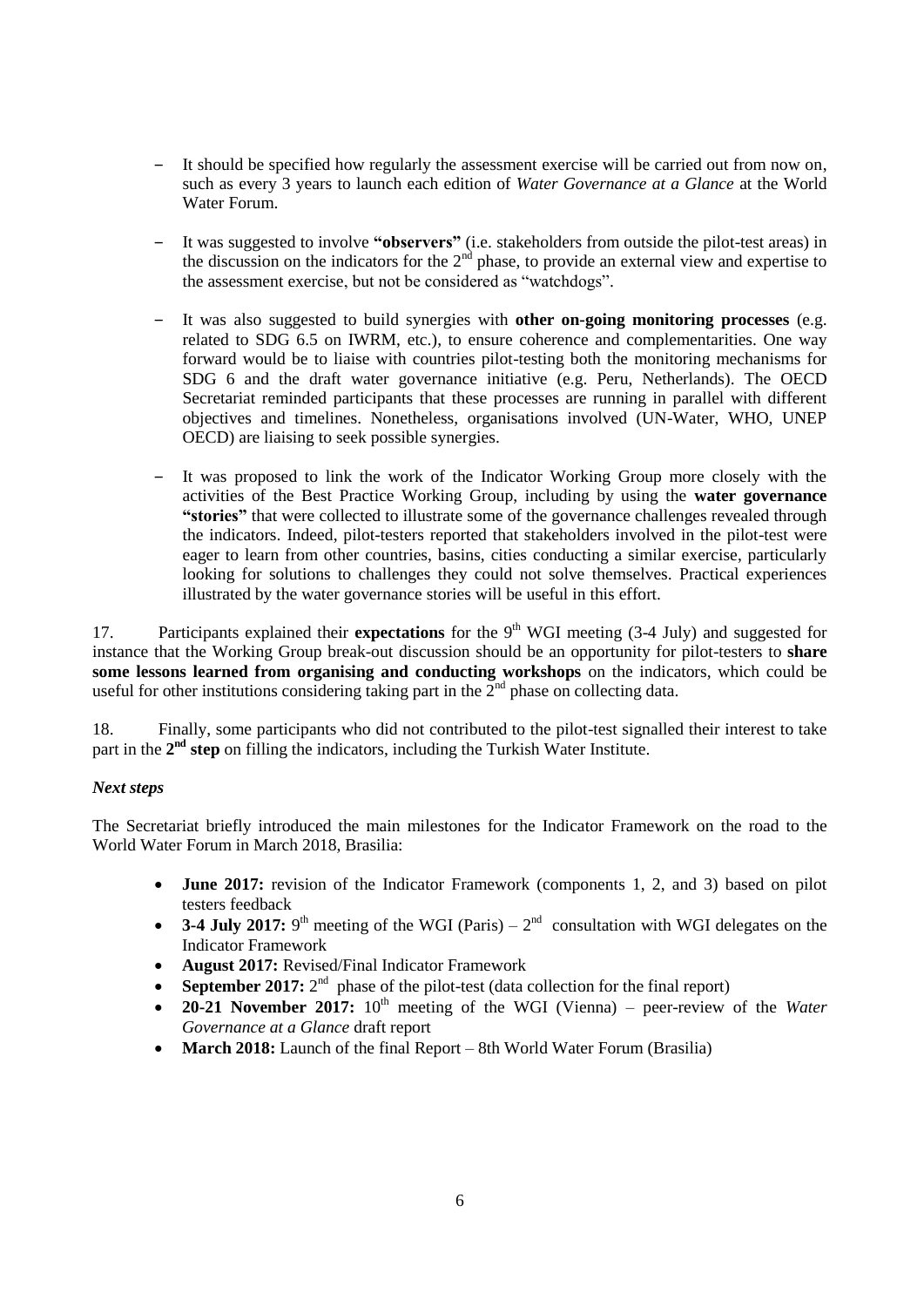- It should be specified how regularly the assessment exercise will be carried out from now on, such as every 3 years to launch each edition of *Water Governance at a Glance* at the World Water Forum.
- It was suggested to involve **"observers"** (i.e. stakeholders from outside the pilot-test areas) in the discussion on the indicators for the 2nd phase, to provide an external view and expertise to the assessment exercise, but not be considered as "watchdogs".
- It was also suggested to build synergies with **other on-going monitoring processes** (e.g. related to SDG 6.5 on IWRM, etc.), to ensure coherence and complementarities. One way forward would be to liaise with countries pilot-testing both the monitoring mechanisms for SDG 6 and the draft water governance initiative (e.g. Peru, Netherlands). The OECD Secretariat reminded participants that these processes are running in parallel with different objectives and timelines. Nonetheless, organisations involved (UN-Water, WHO, UNEP OECD) are liaising to seek possible synergies.
- It was proposed to link the work of the Indicator Working Group more closely with the activities of the Best Practice Working Group, including by using the **water governance "stories"** that were collected to illustrate some of the governance challenges revealed through the indicators. Indeed, pilot-testers reported that stakeholders involved in the pilot-test were eager to learn from other countries, basins, cities conducting a similar exercise, particularly looking for solutions to challenges they could not solve themselves. Practical experiences illustrated by the water governance stories will be useful in this effort.

17. Participants explained their **expectations** for the 9th WGI meeting (3-4 July) and suggested for instance that the Working Group break-out discussion should be an opportunity for pilot-testers to **share some lessons learned from organising and conducting workshops** on the indicators, which could be useful for other institutions considering taking part in the 2nd phase on collecting data.

18. Finally, some participants who did not contributed to the pilot-test signalled their interest to take part in the **2nd step** on filling the indicators, including the Turkish Water Institute.

***Next steps***

The Secretariat briefly introduced the main milestones for the Indicator Framework on the road to the World Water Forum in March 2018, Brasilia:

- **June 2017:** revision of the Indicator Framework (components 1, 2, and 3) based on pilot testers feedback
- **3-4 July 2017:** 9th meeting of the WGI (Paris) – 2nd consultation with WGI delegates on the Indicator Framework
- **August 2017:** Revised/Final Indicator Framework
- **September 2017:** 2nd phase of the pilot-test (data collection for the final report)
- **20-21 November 2017:** 10th meeting of the WGI (Vienna) – peer-review of the *Water Governance at a Glance* draft report
- **March 2018:** Launch of the final Report – 8th World Water Forum (Brasilia)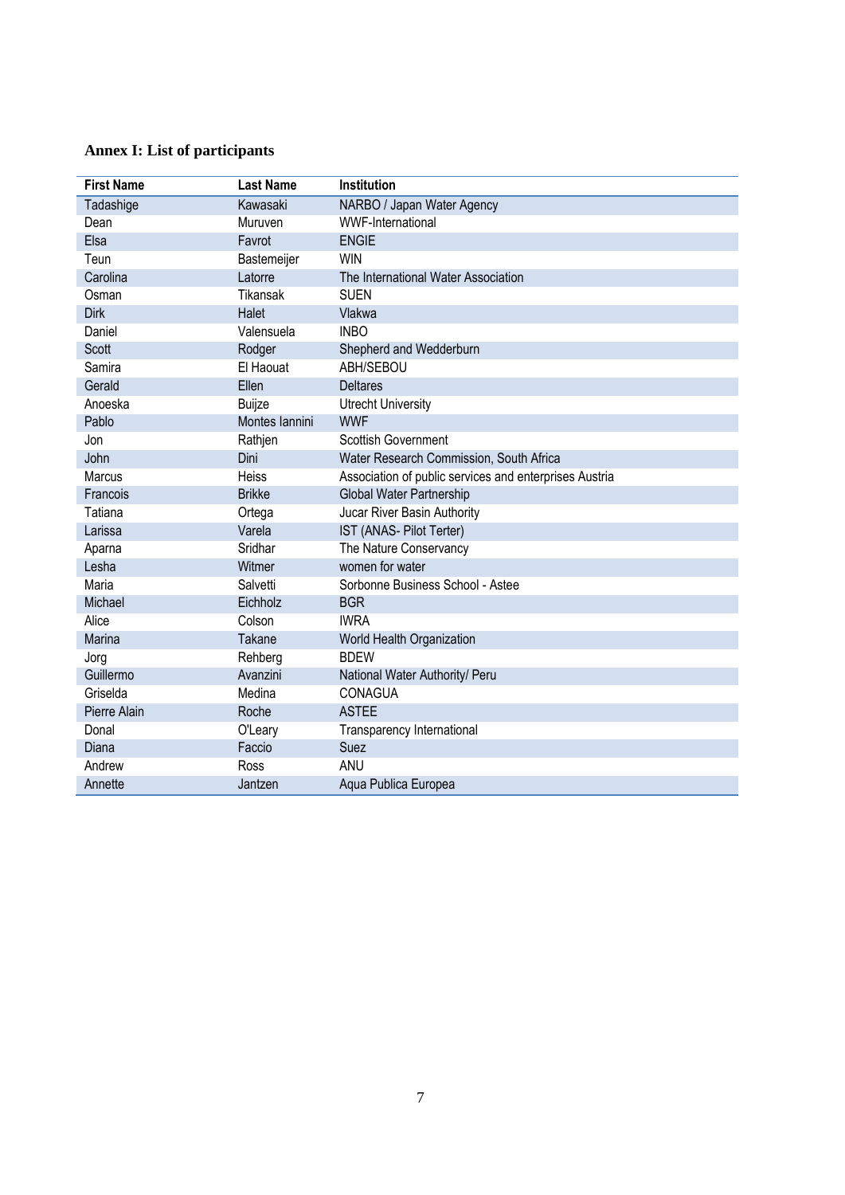### Annex I: List of participants

| First Name | Last Name | Institution |
| --- | --- | --- |
| Tadashige | Kawasaki | NARBO / Japan Water Agency |
| Dean | Muruven | WWF-International |
| Elsa | Favrot | ENGIE |
| Teun | Bastemeijer | WIN |
| Carolina | Latorre | The International Water Association |
| Osman | Tikansak | SUEN |
| Dirk | Halet | Vlakwa |
| Daniel | Valensuela | INBO |
| Scott | Rodger | Shepherd and Wedderburn |
| Samira | El Haouat | ABH/SEBOU |
| Gerald | Ellen | Deltares |
| Anoeska | Buijze | Utrecht University |
| Pablo | Montes Iannini | WWF |
| Jon | Rathjen | Scottish Government |
| John | Dini | Water Research Commission, South Africa |
| Marcus | Heiss | Association of public services and enterprises Austria |
| Francois | Brikke | Global Water Partnership |
| Tatiana | Ortega | Jucar River Basin Authority |
| Larissa | Varela | IST (ANAS- Pilot Terter) |
| Aparna | Sridhar | The Nature Conservancy |
| Lesha | Witmer | women for water |
| Maria | Salvetti | Sorbonne Business School - Astee |
| Michael | Eichholz | BGR |
| Alice | Colson | IWRA |
| Marina | Takane | World Health Organization |
| Jorg | Rehberg | BDEW |
| Guillermo | Avanzini | National Water Authority/ Peru |
| Griselda | Medina | CONAGUA |
| Pierre Alain | Roche | ASTEE |
| Donal | O'Leary | Transparency International |
| Diana | Faccio | Suez |
| Andrew | Ross | ANU |
| Annette | Jantzen | Aqua Publica Europea |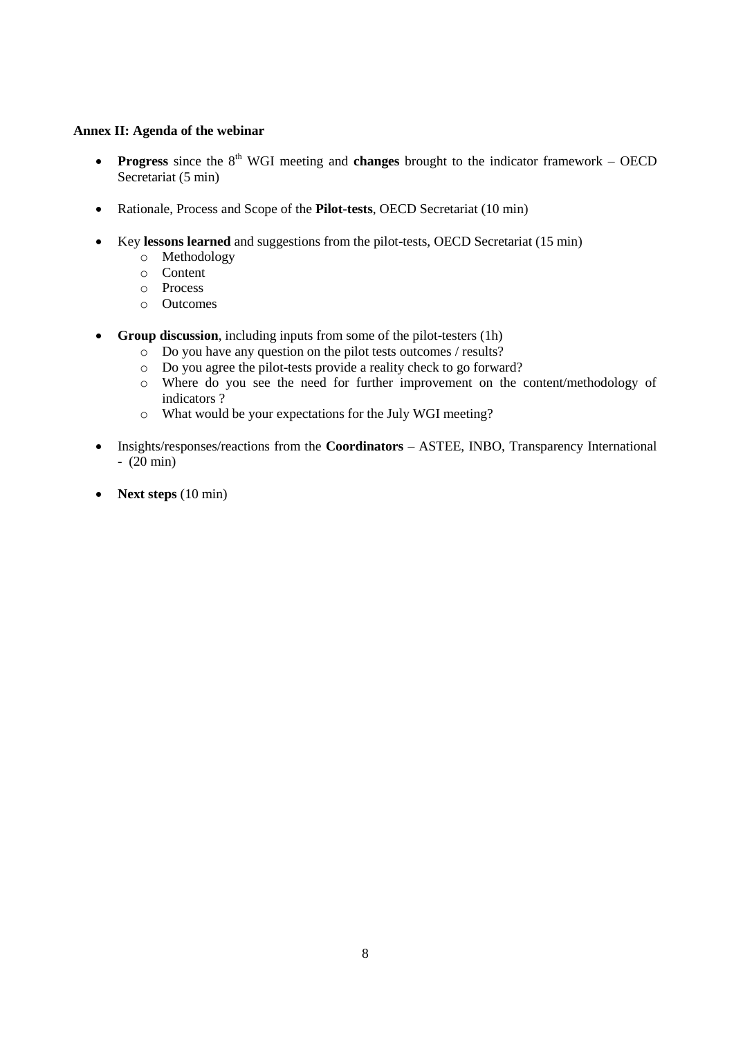**Annex II: Agenda of the webinar**

- **Progress** since the 8th WGI meeting and **changes** brought to the indicator framework – OECD Secretariat (5 min)

- Rationale, Process and Scope of the **Pilot-tests**, OECD Secretariat (10 min)

- Key **lessons learned** and suggestions from the pilot-tests, OECD Secretariat (15 min)
  - Methodology
  - Content
  - Process
  - Outcomes

- **Group discussion**, including inputs from some of the pilot-testers (1h)
  - Do you have any question on the pilot tests outcomes / results?
  - Do you agree the pilot-tests provide a reality check to go forward?
  - Where do you see the need for further improvement on the content/methodology of indicators ?
  - What would be your expectations for the July WGI meeting?

- Insights/responses/reactions from the **Coordinators** – ASTEE, INBO, Transparency International - (20 min)

- **Next steps** (10 min)